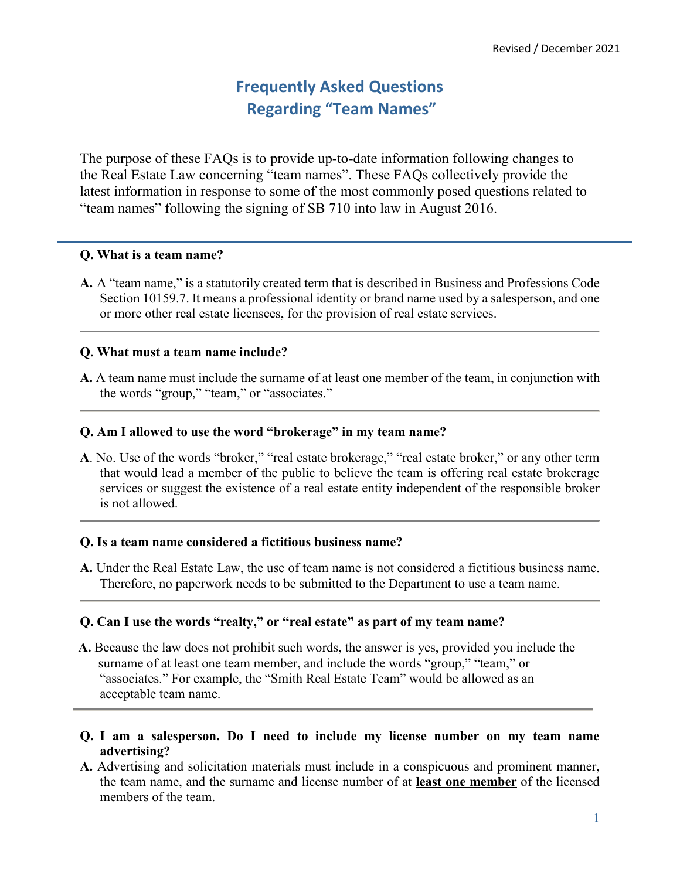Revised / December 2021

# Frequently Asked Questions Regarding "Team Names"

The purpose of these FAQs is to provide up-to-date information following changes to the Real Estate Law concerning "team names". These FAQs collectively provide the latest information in response to some of the most commonly posed questions related to "team names" following the signing of SB 710 into law in August 2016.

---

**Q. What is a team name?**

**A.** A "team name," is a statutorily created term that is described in Business and Professions Code Section 10159.7. It means a professional identity or brand name used by a salesperson, and one or more other real estate licensees, for the provision of real estate services.

---

**Q. What must a team name include?**

**A.** A team name must include the surname of at least one member of the team, in conjunction with the words "group," "team," or "associates."

---

**Q. Am I allowed to use the word "brokerage" in my team name?**

**A**. No. Use of the words "broker," "real estate brokerage," "real estate broker," or any other term that would lead a member of the public to believe the team is offering real estate brokerage services or suggest the existence of a real estate entity independent of the responsible broker is not allowed.

---

**Q. Is a team name considered a fictitious business name?**

**A.** Under the Real Estate Law, the use of team name is not considered a fictitious business name. Therefore, no paperwork needs to be submitted to the Department to use a team name.

---

**Q. Can I use the words "realty," or "real estate" as part of my team name?**

**A.** Because the law does not prohibit such words, the answer is yes, provided you include the surname of at least one team member, and include the words "group," "team," or "associates." For example, the "Smith Real Estate Team" would be allowed as an acceptable team name.

---

**Q. I am a salesperson. Do I need to include my license number on my team name advertising?**

**A.** Advertising and solicitation materials must include in a conspicuous and prominent manner, the team name, and the surname and license number of at **least one member** of the licensed members of the team.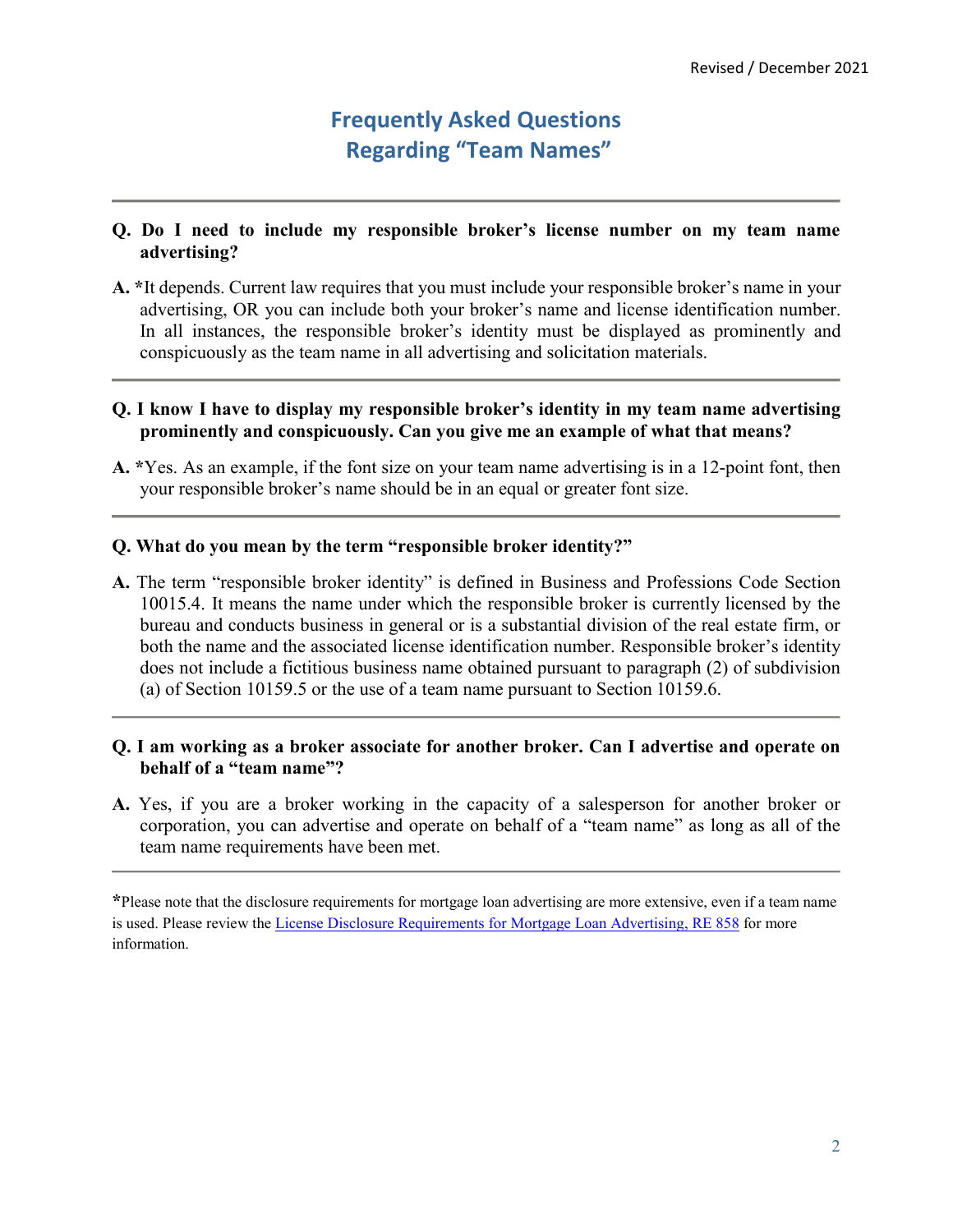Revised / December 2021

# Frequently Asked Questions Regarding "Team Names"

---

**Q. Do I need to include my responsible broker's license number on my team name advertising?**

**A.** *It depends. Current law requires that you must include your responsible broker's name in your advertising, OR you can include both your broker's name and license identification number. In all instances, the responsible broker's identity must be displayed as prominently and conspicuously as the team name in all advertising and solicitation materials.

---

**Q. I know I have to display my responsible broker's identity in my team name advertising prominently and conspicuously. Can you give me an example of what that means?**

**A.** *Yes. As an example, if the font size on your team name advertising is in a 12-point font, then your responsible broker's name should be in an equal or greater font size.

---

**Q. What do you mean by the term "responsible broker identity?"**

**A.** The term "responsible broker identity" is defined in Business and Professions Code Section 10015.4. It means the name under which the responsible broker is currently licensed by the bureau and conducts business in general or is a substantial division of the real estate firm, or both the name and the associated license identification number. Responsible broker's identity does not include a fictitious business name obtained pursuant to paragraph (2) of subdivision (a) of Section 10159.5 or the use of a team name pursuant to Section 10159.6.

---

**Q. I am working as a broker associate for another broker. Can I advertise and operate on behalf of a "team name"?**

**A.** Yes, if you are a broker working in the capacity of a salesperson for another broker or corporation, you can advertise and operate on behalf of a "team name" as long as all of the team name requirements have been met.

---

*Please note that the disclosure requirements for mortgage loan advertising are more extensive, even if a team name is used. Please review the [License Disclosure Requirements for Mortgage Loan Advertising, RE 858]() for more information.